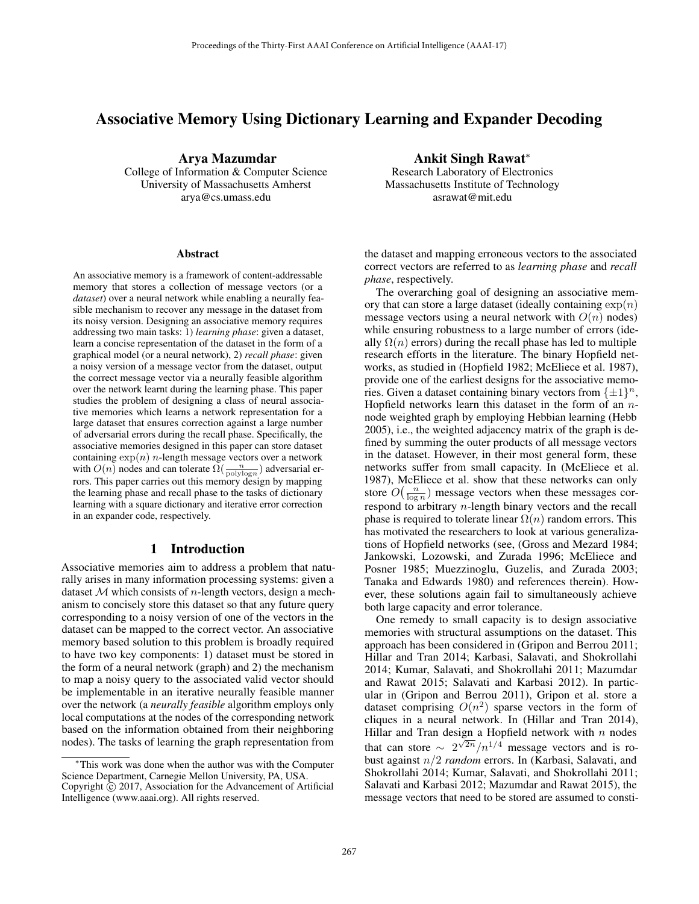# Associative Memory Using Dictionary Learning and Expander Decoding

**Arya Mazumdar**
College of Information & Computer Science
University of Massachusetts Amherst
arya@cs.umass.edu

**Ankit Singh Rawat***
Research Laboratory of Electronics
Massachusetts Institute of Technology
asrawat@mit.edu

### Abstract

An associative memory is a framework of content-addressable memory that stores a collection of message vectors (or a *dataset*) over a neural network while enabling a neurally feasible mechanism to recover any message in the dataset from its noisy version. Designing an associative memory requires addressing two main tasks: 1) *learning phase*: given a dataset, learn a concise representation of the dataset in the form of a graphical model (or a neural network), 2) *recall phase*: given a noisy version of a message vector from the dataset, output the correct message vector via a neurally feasible algorithm over the network learnt during the learning phase. This paper studies the problem of designing a class of neural associative memories which learns a network representation for a large dataset that ensures correction against a large number of adversarial errors during the recall phase. Specifically, the associative memories designed in this paper can store dataset containing $\exp(n)$ $n$-length message vectors over a network with $O(n)$ nodes and can tolerate $\Omega(\frac{n}{\text{polylog}n})$ adversarial errors. This paper carries out this memory design by mapping the learning phase and recall phase to the tasks of dictionary learning with a square dictionary and iterative error correction in an expander code, respectively.

## 1 Introduction

Associative memories aim to address a problem that naturally arises in many information processing systems: given a dataset $\mathcal{M}$ which consists of $n$-length vectors, design a mechanism to concisely store this dataset so that any future query corresponding to a noisy version of one of the vectors in the dataset can be mapped to the correct vector. An associative memory based solution to this problem is broadly required to have two key components: 1) dataset must be stored in the form of a neural network (graph) and 2) the mechanism to map a noisy query to the associated valid vector should be implementable in an iterative neurally feasible manner over the network (a *neurally feasible* algorithm employs only local computations at the nodes of the corresponding network based on the information obtained from their neighboring nodes). The tasks of learning the graph representation from the dataset and mapping erroneous vectors to the associated correct vectors are referred to as *learning phase* and *recall phase*, respectively.

The overarching goal of designing an associative memory that can store a large dataset (ideally containing $\exp(n)$ message vectors using a neural network with $O(n)$ nodes) while ensuring robustness to a large number of errors (ideally $\Omega(n)$ errors) during the recall phase has led to multiple research efforts in the literature. The binary Hopfield networks, as studied in (Hopfield 1982; McEliece et al. 1987), provide one of the earliest designs for the associative memories. Given a dataset containing binary vectors from $\{\pm 1\}^n$, Hopfield networks learn this dataset in the form of an $n$-node weighted graph by employing Hebbian learning (Hebb 2005), i.e., the weighted adjacency matrix of the graph is defined by summing the outer products of all message vectors in the dataset. However, in their most general form, these networks suffer from small capacity. In (McEliece et al. 1987), McEliece et al. show that these networks can only store $O\big(\frac{n}{\log n}\big)$ message vectors when these messages correspond to arbitrary $n$-length binary vectors and the recall phase is required to tolerate linear $\Omega(n)$ random errors. This has motivated the researchers to look at various generalizations of Hopfield networks (see, (Gross and Mezard 1984; Jankowski, Lozowski, and Zurada 1996; McEliece and Posner 1985; Muezzinoglu, Guzelis, and Zurada 2003; Tanaka and Edwards 1980) and references therein). However, these solutions again fail to simultaneously achieve both large capacity and error tolerance.

One remedy to small capacity is to design associative memories with structural assumptions on the dataset. This approach has been considered in (Gripon and Berrou 2011; Hillar and Tran 2014; Karbasi, Salavati, and Shokrollahi 2014; Kumar, Salavati, and Shokrollahi 2011; Mazumdar and Rawat 2015; Salavati and Karbasi 2012). In particular in (Gripon and Berrou 2011), Gripon et al. store a dataset comprising $O(n^2)$ sparse vectors in the form of cliques in a neural network. In (Hillar and Tran 2014), Hillar and Tran design a Hopfield network with $n$ nodes that can store $\sim 2^{\sqrt{2n}}/n^{1/4}$ message vectors and is robust against $n/2$ *random* errors. In (Karbasi, Salavati, and Shokrollahi 2014; Kumar, Salavati, and Shokrollahi 2011; Salavati and Karbasi 2012; Mazumdar and Rawat 2015), the message vectors that need to be stored are assumed to consti-

*This work was done when the author was with the Computer Science Department, Carnegie Mellon University, PA, USA.
Copyright © 2017, Association for the Advancement of Artificial Intelligence (www.aaai.org). All rights reserved.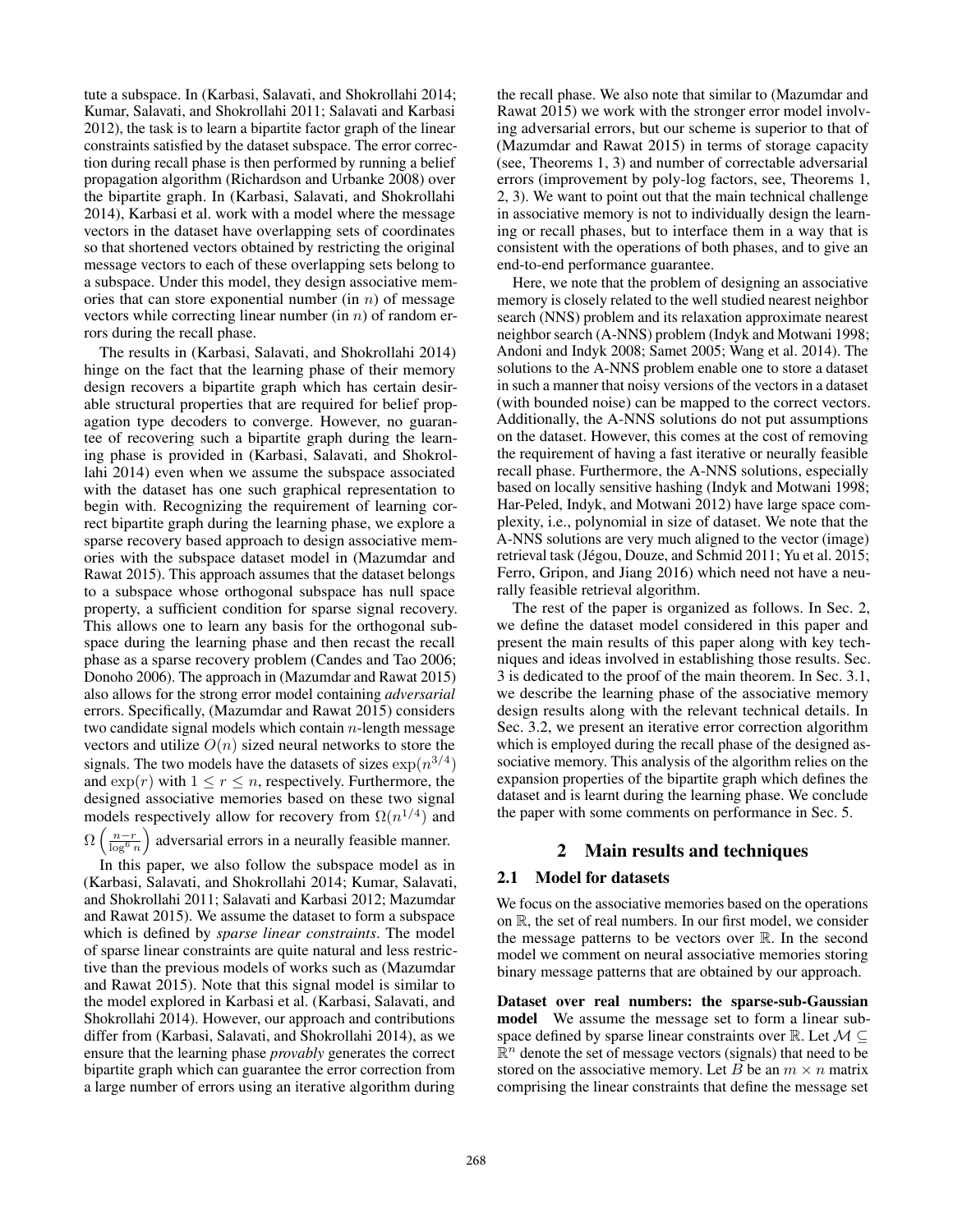tute a subspace. In (Karbasi, Salavati, and Shokrollahi 2014; Kumar, Salavati, and Shokrollahi 2011; Salavati and Karbasi 2012), the task is to learn a bipartite factor graph of the linear constraints satisfied by the dataset subspace. The error correction during recall phase is then performed by running a belief propagation algorithm (Richardson and Urbanke 2008) over the bipartite graph. In (Karbasi, Salavati, and Shokrollahi 2014), Karbasi et al. work with a model where the message vectors in the dataset have overlapping sets of coordinates so that shortened vectors obtained by restricting the original message vectors to each of these overlapping sets belong to a subspace. Under this model, they design associative memories that can store exponential number (in $n$) of message vectors while correcting linear number (in $n$) of random errors during the recall phase.

The results in (Karbasi, Salavati, and Shokrollahi 2014) hinge on the fact that the learning phase of their memory design recovers a bipartite graph which has certain desirable structural properties that are required for belief propagation type decoders to converge. However, no guarantee of recovering such a bipartite graph during the learning phase is provided in (Karbasi, Salavati, and Shokrollahi 2014) even when we assume the subspace associated with the dataset has one such graphical representation to begin with. Recognizing the requirement of learning correct bipartite graph during the learning phase, we explore a sparse recovery based approach to design associative memories with the subspace dataset model in (Mazumdar and Rawat 2015). This approach assumes that the dataset belongs to a subspace whose orthogonal subspace has null space property, a sufficient condition for sparse signal recovery. This allows one to learn any basis for the orthogonal subspace during the learning phase and then recast the recall phase as a sparse recovery problem (Candes and Tao 2006; Donoho 2006). The approach in (Mazumdar and Rawat 2015) also allows for the strong error model containing *adversarial* errors. Specifically, (Mazumdar and Rawat 2015) considers two candidate signal models which contain $n$-length message vectors and utilize $O(n)$ sized neural networks to store the signals. The two models have the datasets of sizes $\exp(n^{3/4})$ and $\exp(r)$ with $1 \leq r \leq n$, respectively. Furthermore, the designed associative memories based on these two signal models respectively allow for recovery from $\Omega(n^{1/4})$ and $\Omega\left(\frac{n-r}{\log^6 n}\right)$ adversarial errors in a neurally feasible manner.

In this paper, we also follow the subspace model as in (Karbasi, Salavati, and Shokrollahi 2014; Kumar, Salavati, and Shokrollahi 2011; Salavati and Karbasi 2012; Mazumdar and Rawat 2015). We assume the dataset to form a subspace which is defined by *sparse linear constraints*. The model of sparse linear constraints are quite natural and less restrictive than the previous models of works such as (Mazumdar and Rawat 2015). Note that this signal model is similar to the model explored in Karbasi et al. (Karbasi, Salavati, and Shokrollahi 2014). However, our approach and contributions differ from (Karbasi, Salavati, and Shokrollahi 2014), as we ensure that the learning phase *provably* generates the correct bipartite graph which can guarantee the error correction from a large number of errors using an iterative algorithm during the recall phase. We also note that similar to (Mazumdar and Rawat 2015) we work with the stronger error model involving adversarial errors, but our scheme is superior to that of (Mazumdar and Rawat 2015) in terms of storage capacity (see, Theorems 1, 3) and number of correctable adversarial errors (improvement by poly-log factors, see, Theorems 1, 2, 3). We want to point out that the main technical challenge in associative memory is not to individually design the learning or recall phases, but to interface them in a way that is consistent with the operations of both phases, and to give an end-to-end performance guarantee.

Here, we note that the problem of designing an associative memory is closely related to the well studied nearest neighbor search (NNS) problem and its relaxation approximate nearest neighbor search (A-NNS) problem (Indyk and Motwani 1998; Andoni and Indyk 2008; Samet 2005; Wang et al. 2014). The solutions to the A-NNS problem enable one to store a dataset in such a manner that noisy versions of the vectors in a dataset (with bounded noise) can be mapped to the correct vectors. Additionally, the A-NNS solutions do not put assumptions on the dataset. However, this comes at the cost of removing the requirement of having a fast iterative or neurally feasible recall phase. Furthermore, the A-NNS solutions, especially based on locally sensitive hashing (Indyk and Motwani 1998; Har-Peled, Indyk, and Motwani 2012) have large space complexity, i.e., polynomial in size of dataset. We note that the A-NNS solutions are very much aligned to the vector (image) retrieval task (Jégou, Douze, and Schmid 2011; Yu et al. 2015; Ferro, Gripon, and Jiang 2016) which need not have a neurally feasible retrieval algorithm.

The rest of the paper is organized as follows. In Sec. 2, we define the dataset model considered in this paper and present the main results of this paper along with key techniques and ideas involved in establishing those results. Sec. 3 is dedicated to the proof of the main theorem. In Sec. 3.1, we describe the learning phase of the associative memory design results along with the relevant technical details. In Sec. 3.2, we present an iterative error correction algorithm which is employed during the recall phase of the designed associative memory. This analysis of the algorithm relies on the expansion properties of the bipartite graph which defines the dataset and is learnt during the learning phase. We conclude the paper with some comments on performance in Sec. 5.

## 2 Main results and techniques

### 2.1 Model for datasets

We focus on the associative memories based on the operations on $\mathbb{R}$, the set of real numbers. In our first model, we consider the message patterns to be vectors over $\mathbb{R}$. In the second model we comment on neural associative memories storing binary message patterns that are obtained by our approach.

**Dataset over real numbers: the sparse-sub-Gaussian model** We assume the message set to form a linear subspace defined by sparse linear constraints over $\mathbb{R}$. Let $\mathcal{M} \subseteq \mathbb{R}^n$ denote the set of message vectors (signals) that need to be stored on the associative memory. Let $B$ be an $m \times n$ matrix comprising the linear constraints that define the message set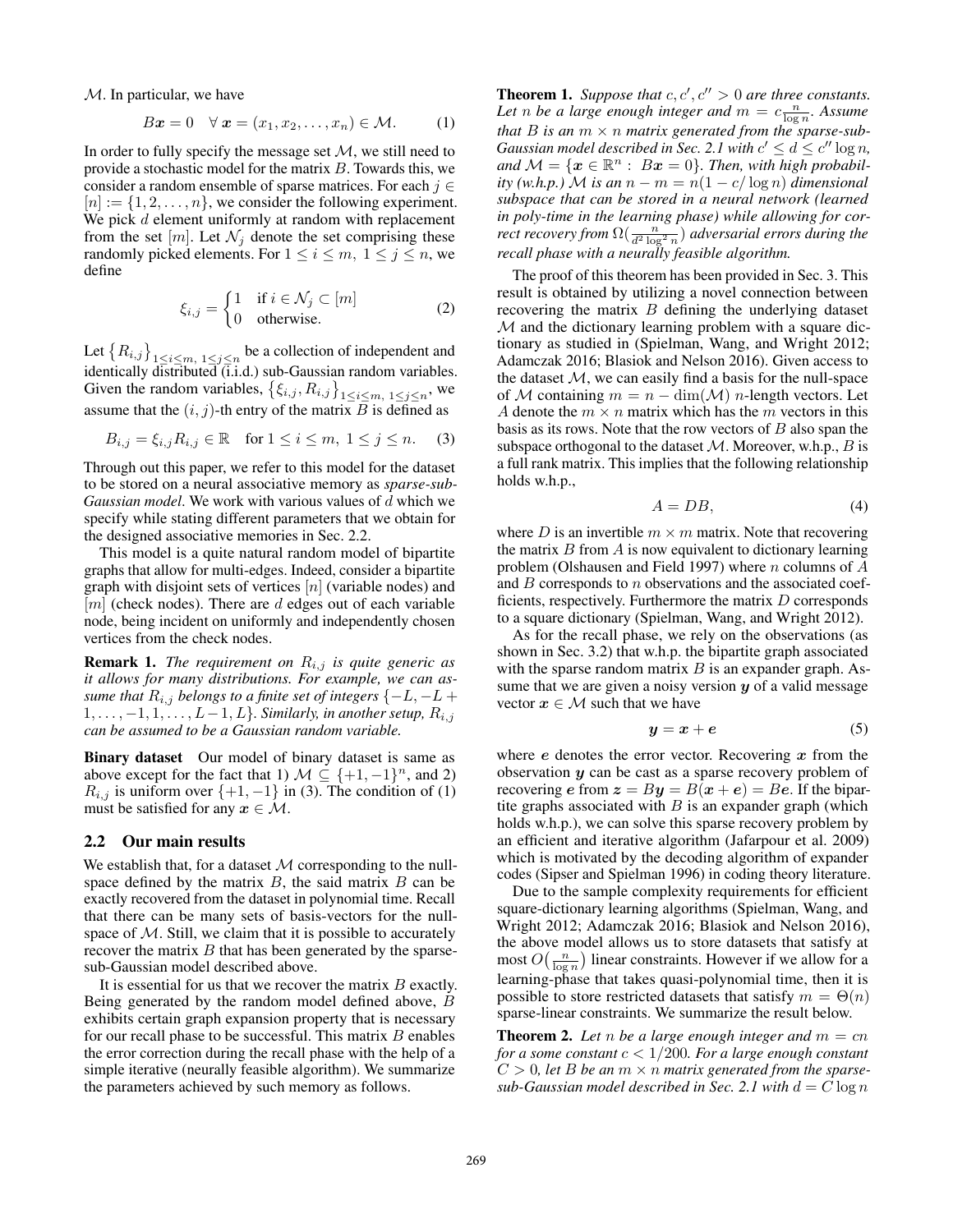$\mathcal{M}$. In particular, we have

$$B\boldsymbol{x} = 0 \quad \forall\, \boldsymbol{x} = (x_1, x_2, \ldots, x_n) \in \mathcal{M}. \tag{1}$$

In order to fully specify the message set $\mathcal{M}$, we still need to provide a stochastic model for the matrix $B$. Towards this, we consider a random ensemble of sparse matrices. For each $j \in [n] := \{1, 2, \ldots, n\}$, we consider the following experiment. We pick $d$ element uniformly at random with replacement from the set $[m]$. Let $\mathcal{N}_j$ denote the set comprising these randomly picked elements. For $1 \leq i \leq m,\ 1 \leq j \leq n$, we define

$$\xi_{i,j} = \begin{cases} 1 & \text{if } i \in \mathcal{N}_j \subset [m] \\ 0 & \text{otherwise.} \end{cases} \tag{2}$$

Let $\{R_{i,j}\}_{1 \leq i \leq m,\ 1 \leq j \leq n}$ be a collection of independent and identically distributed (i.i.d.) sub-Gaussian random variables. Given the random variables, $\{\xi_{i,j}, R_{i,j}\}_{1 \leq i \leq m,\ 1 \leq j \leq n}$, we assume that the $(i, j)$-th entry of the matrix $B$ is defined as

$$B_{i,j} = \xi_{i,j} R_{i,j} \in \mathbb{R} \quad \text{for } 1 \leq i \leq m,\ 1 \leq j \leq n. \tag{3}$$

Through out this paper, we refer to this model for the dataset to be stored on a neural associative memory as *sparse-sub-Gaussian model*. We work with various values of $d$ which we specify while stating different parameters that we obtain for the designed associative memories in Sec. 2.2.

This model is a quite natural random model of bipartite graphs that allow for multi-edges. Indeed, consider a bipartite graph with disjoint sets of vertices $[n]$ (variable nodes) and $[m]$ (check nodes). There are $d$ edges out of each variable node, being incident on uniformly and independently chosen vertices from the check nodes.

**Remark 1.** *The requirement on $R_{i,j}$ is quite generic as it allows for many distributions. For example, we can assume that $R_{i,j}$ belongs to a finite set of integers $\{-L, -L+1, \ldots, -1, 1, \ldots, L-1, L\}$. Similarly, in another setup, $R_{i,j}$ can be assumed to be a Gaussian random variable.*

**Binary dataset** Our model of binary dataset is same as above except for the fact that 1) $\mathcal{M} \subseteq \{+1, -1\}^n$, and 2) $R_{i,j}$ is uniform over $\{+1, -1\}$ in (3). The condition of (1) must be satisfied for any $\boldsymbol{x} \in \mathcal{M}$.

## 2.2 Our main results

We establish that, for a dataset $\mathcal{M}$ corresponding to the null-space defined by the matrix $B$, the said matrix $B$ can be exactly recovered from the dataset in polynomial time. Recall that there can be many sets of basis-vectors for the null-space of $\mathcal{M}$. Still, we claim that it is possible to accurately recover the matrix $B$ that has been generated by the sparse-sub-Gaussian model described above.

It is essential for us that we recover the matrix $B$ exactly. Being generated by the random model defined above, $B$ exhibits certain graph expansion property that is necessary for our recall phase to be successful. This matrix $B$ enables the error correction during the recall phase with the help of a simple iterative (neurally feasible algorithm). We summarize the parameters achieved by such memory as follows.

**Theorem 1.** *Suppose that $c, c', c'' > 0$ are three constants. Let $n$ be a large enough integer and $m = c\frac{n}{\log n}$. Assume that $B$ is an $m \times n$ matrix generated from the sparse-sub-Gaussian model described in Sec. 2.1 with $c' \leq d \leq c'' \log n$, and $\mathcal{M} = \{\boldsymbol{x} \in \mathbb{R}^n : B\boldsymbol{x} = 0\}$. Then, with high probability (w.h.p.) $\mathcal{M}$ is an $n - m = n(1 - c/\log n)$ dimensional subspace that can be stored in a neural network (learned in poly-time in the learning phase) while allowing for correct recovery from $\Omega(\frac{n}{d^2 \log^2 n})$ adversarial errors during the recall phase with a neurally feasible algorithm.*

The proof of this theorem has been provided in Sec. 3. This result is obtained by utilizing a novel connection between recovering the matrix $B$ defining the underlying dataset $\mathcal{M}$ and the dictionary learning problem with a square dictionary as studied in (Spielman, Wang, and Wright 2012; Adamczak 2016; Blasiok and Nelson 2016). Given access to the dataset $\mathcal{M}$, we can easily find a basis for the null-space of $\mathcal{M}$ containing $m = n - \dim(\mathcal{M})$ $n$-length vectors. Let $A$ denote the $m \times n$ matrix which has the $m$ vectors in this basis as its rows. Note that the row vectors of $B$ also span the subspace orthogonal to the dataset $\mathcal{M}$. Moreover, w.h.p., $B$ is a full rank matrix. This implies that the following relationship holds w.h.p.,

$$A = DB, \tag{4}$$

where $D$ is an invertible $m \times m$ matrix. Note that recovering the matrix $B$ from $A$ is now equivalent to dictionary learning problem (Olshausen and Field 1997) where $n$ columns of $A$ and $B$ corresponds to $n$ observations and the associated coefficients, respectively. Furthermore the matrix $D$ corresponds to a square dictionary (Spielman, Wang, and Wright 2012).

As for the recall phase, we rely on the observations (as shown in Sec. 3.2) that w.h.p. the bipartite graph associated with the sparse random matrix $B$ is an expander graph. Assume that we are given a noisy version $\boldsymbol{y}$ of a valid message vector $\boldsymbol{x} \in \mathcal{M}$ such that we have

$$\boldsymbol{y} = \boldsymbol{x} + \boldsymbol{e} \tag{5}$$

where $\boldsymbol{e}$ denotes the error vector. Recovering $\boldsymbol{x}$ from the observation $\boldsymbol{y}$ can be cast as a sparse recovery problem of recovering $\boldsymbol{e}$ from $\boldsymbol{z} = B\boldsymbol{y} = B(\boldsymbol{x} + \boldsymbol{e}) = B\boldsymbol{e}$. If the bipartite graphs associated with $B$ is an expander graph (which holds w.h.p.), we can solve this sparse recovery problem by an efficient and iterative algorithm (Jafarpour et al. 2009) which is motivated by the decoding algorithm of expander codes (Sipser and Spielman 1996) in coding theory literature.

Due to the sample complexity requirements for efficient square-dictionary learning algorithms (Spielman, Wang, and Wright 2012; Adamczak 2016; Blasiok and Nelson 2016), the above model allows us to store datasets that satisfy at most $O\big(\frac{n}{\log n}\big)$ linear constraints. However if we allow for a learning-phase that takes quasi-polynomial time, then it is possible to store restricted datasets that satisfy $m = \Theta(n)$ sparse-linear constraints. We summarize the result below.

**Theorem 2.** *Let $n$ be a large enough integer and $m = cn$ for a some constant $c < 1/200$. For a large enough constant $C > 0$, let $B$ be an $m \times n$ matrix generated from the sparse-sub-Gaussian model described in Sec. 2.1 with $d = C \log n$*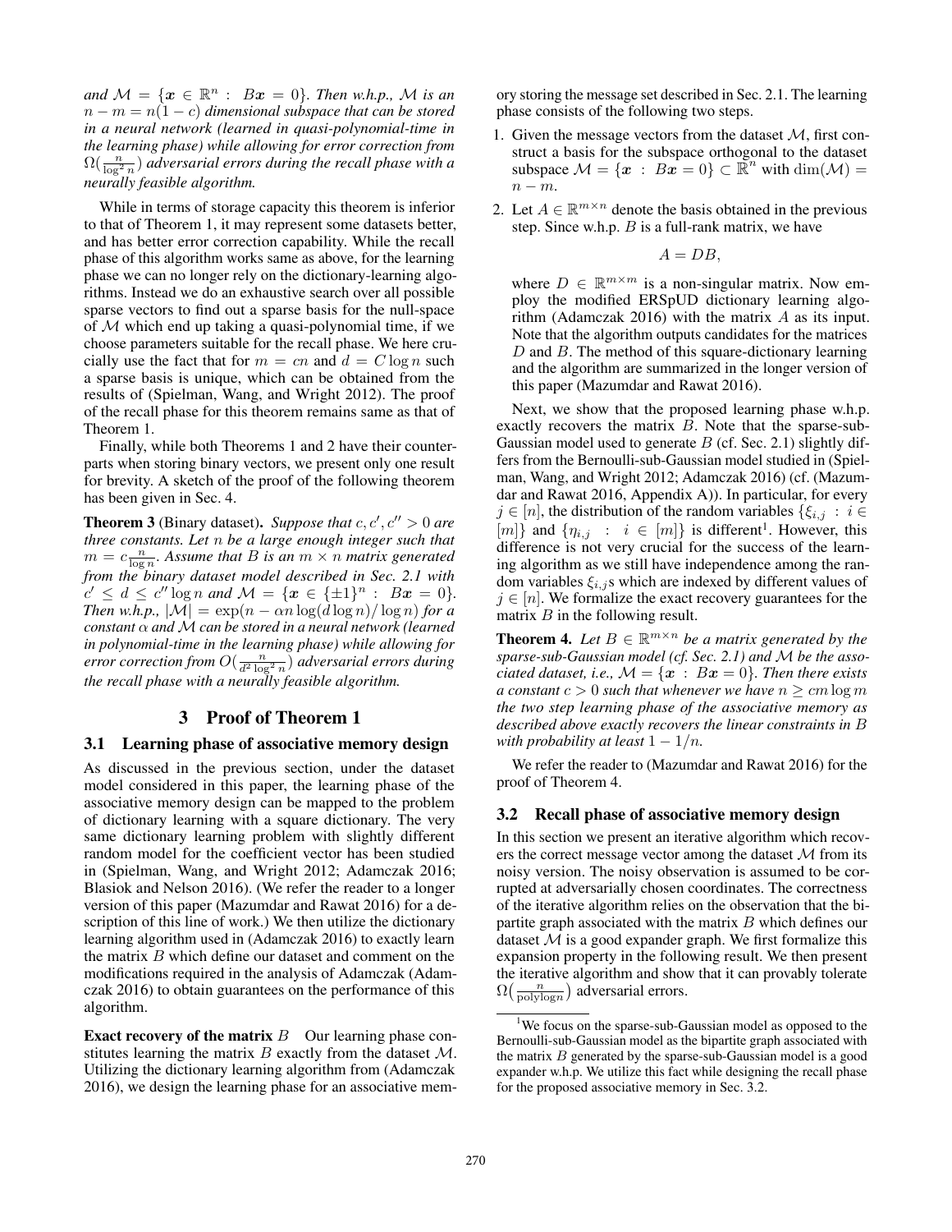*and $\mathcal{M} = \{\boldsymbol{x} \in \mathbb{R}^n : B\boldsymbol{x} = 0\}$. Then w.h.p., $\mathcal{M}$ is an $n - m = n(1-c)$ dimensional subspace that can be stored in a neural network (learned in quasi-polynomial-time in the learning phase) while allowing for error correction from $\Omega(\frac{n}{\log^2 n})$ adversarial errors during the recall phase with a neurally feasible algorithm.*

While in terms of storage capacity this theorem is inferior to that of Theorem 1, it may represent some datasets better, and has better error correction capability. While the recall phase of this algorithm works same as above, for the learning phase we can no longer rely on the dictionary-learning algorithms. Instead we do an exhaustive search over all possible sparse vectors to find out a sparse basis for the null-space of $\mathcal{M}$ which end up taking a quasi-polynomial time, if we choose parameters suitable for the recall phase. We here crucially use the fact that for $m = cn$ and $d = C \log n$ such a sparse basis is unique, which can be obtained from the results of (Spielman, Wang, and Wright 2012). The proof of the recall phase for this theorem remains same as that of Theorem 1.

Finally, while both Theorems 1 and 2 have their counterparts when storing binary vectors, we present only one result for brevity. A sketch of the proof of the following theorem has been given in Sec. 4.

**Theorem 3** (Binary dataset). *Suppose that $c, c', c'' > 0$ are three constants. Let $n$ be a large enough integer such that $m = c\frac{n}{\log n}$. Assume that $B$ is an $m \times n$ matrix generated from the binary dataset model described in Sec. 2.1 with $c' \leq d \leq c'' \log n$ and $\mathcal{M} = \{\boldsymbol{x} \in \{\pm 1\}^n : B\boldsymbol{x} = 0\}$. Then w.h.p., $|\mathcal{M}| = \exp(n - \alpha n \log(d \log n)/\log n)$ for a constant $\alpha$ and $\mathcal{M}$ can be stored in a neural network (learned in polynomial-time in the learning phase) while allowing for error correction from $O(\frac{n}{d^2 \log^2 n})$ adversarial errors during the recall phase with a neurally feasible algorithm.*

## 3 Proof of Theorem 1

### 3.1 Learning phase of associative memory design

As discussed in the previous section, under the dataset model considered in this paper, the learning phase of the associative memory design can be mapped to the problem of dictionary learning with a square dictionary. The very same dictionary learning problem with slightly different random model for the coefficient vector has been studied in (Spielman, Wang, and Wright 2012; Adamczak 2016; Blasiok and Nelson 2016). (We refer the reader to a longer version of this paper (Mazumdar and Rawat 2016) for a description of this line of work.) We then utilize the dictionary learning algorithm used in (Adamczak 2016) to exactly learn the matrix $B$ which define our dataset and comment on the modifications required in the analysis of Adamczak (Adamczak 2016) to obtain guarantees on the performance of this algorithm.

**Exact recovery of the matrix $B$** Our learning phase constitutes learning the matrix $B$ exactly from the dataset $\mathcal{M}$. Utilizing the dictionary learning algorithm from (Adamczak 2016), we design the learning phase for an associative memory storing the message set described in Sec. 2.1. The learning phase consists of the following two steps.

1. Given the message vectors from the dataset $\mathcal{M}$, first construct a basis for the subspace orthogonal to the dataset subspace $\mathcal{M} = \{\boldsymbol{x} : B\boldsymbol{x} = 0\} \subset \mathbb{R}^n$ with $\dim(\mathcal{M}) = n - m$.
2. Let $A \in \mathbb{R}^{m \times n}$ denote the basis obtained in the previous step. Since w.h.p. $B$ is a full-rank matrix, we have

$$A = DB,$$

where $D \in \mathbb{R}^{m \times m}$ is a non-singular matrix. Now employ the modified ERSpUD dictionary learning algorithm (Adamczak 2016) with the matrix $A$ as its input. Note that the algorithm outputs candidates for the matrices $D$ and $B$. The method of this square-dictionary learning and the algorithm are summarized in the longer version of this paper (Mazumdar and Rawat 2016).

Next, we show that the proposed learning phase w.h.p. exactly recovers the matrix $B$. Note that the sparse-sub-Gaussian model used to generate $B$ (cf. Sec. 2.1) slightly differs from the Bernoulli-sub-Gaussian model studied in (Spielman, Wang, and Wright 2012; Adamczak 2016) (cf. (Mazumdar and Rawat 2016, Appendix A)). In particular, for every $j \in [n]$, the distribution of the random variables $\{\xi_{i,j} : i \in [m]\}$ and $\{\eta_{i,j} : i \in [m]\}$ is different[1]. However, this difference is not very crucial for the success of the learning algorithm as we still have independence among the random variables $\xi_{i,j}$s which are indexed by different values of $j \in [n]$. We formalize the exact recovery guarantees for the matrix $B$ in the following result.

**Theorem 4.** *Let $B \in \mathbb{R}^{m \times n}$ be a matrix generated by the sparse-sub-Gaussian model (cf. Sec. 2.1) and $\mathcal{M}$ be the associated dataset, i.e., $\mathcal{M} = \{\boldsymbol{x} : B\boldsymbol{x} = 0\}$. Then there exists a constant $c > 0$ such that whenever we have $n \geq cm \log m$ the two step learning phase of the associative memory as described above exactly recovers the linear constraints in $B$ with probability at least $1 - 1/n$.*

We refer the reader to (Mazumdar and Rawat 2016) for the proof of Theorem 4.

### 3.2 Recall phase of associative memory design

In this section we present an iterative algorithm which recovers the correct message vector among the dataset $\mathcal{M}$ from its noisy version. The noisy observation is assumed to be corrupted at adversarially chosen coordinates. The correctness of the iterative algorithm relies on the observation that the bipartite graph associated with the matrix $B$ which defines our dataset $\mathcal{M}$ is a good expander graph. We first formalize this expansion property in the following result. We then present the iterative algorithm and show that it can provably tolerate $\Omega\left(\frac{n}{\text{polylog} n}\right)$ adversarial errors.

[1] We focus on the sparse-sub-Gaussian model as opposed to the Bernoulli-sub-Gaussian model as the bipartite graph associated with the matrix $B$ generated by the sparse-sub-Gaussian model is a good expander w.h.p. We utilize this fact while designing the recall phase for the proposed associative memory in Sec. 3.2.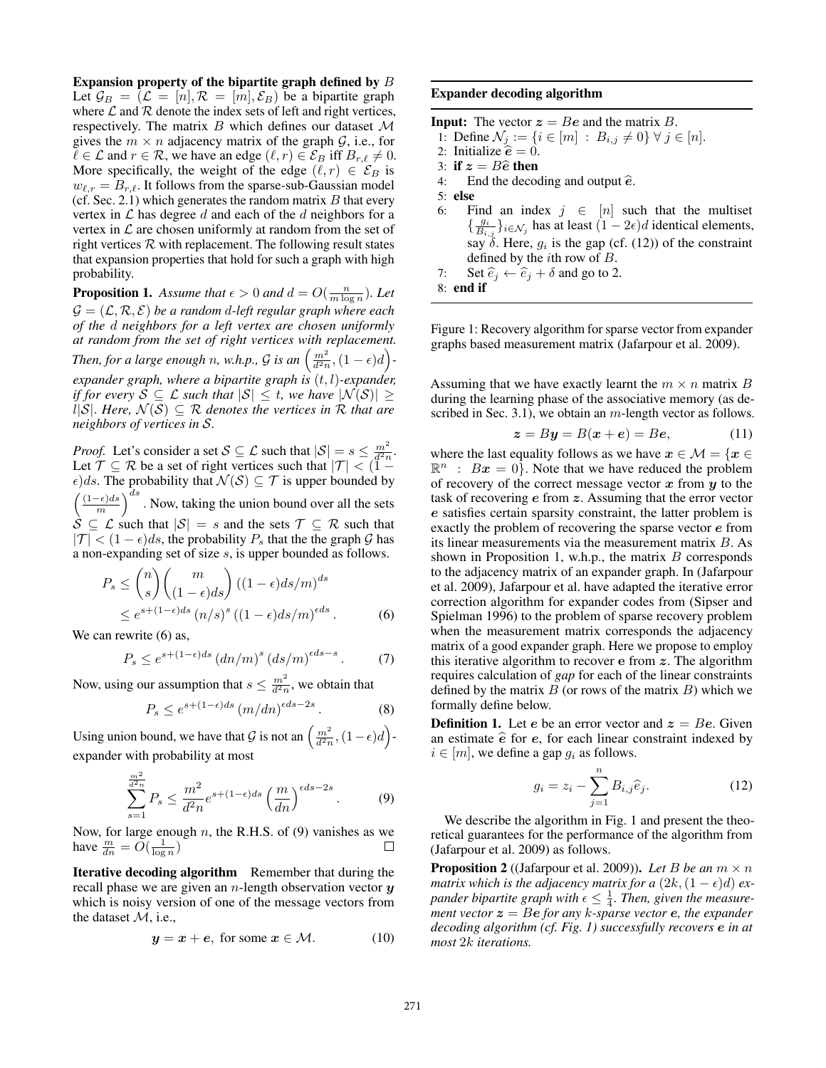**Expansion property of the bipartite graph defined by** $B$ Let $\mathcal{G}_B = (\mathcal{L} = [n], \mathcal{R} = [m], \mathcal{E}_B)$ be a bipartite graph where $\mathcal{L}$ and $\mathcal{R}$ denote the index sets of left and right vertices, respectively. The matrix $B$ which defines our dataset $\mathcal{M}$ gives the $m \times n$ adjacency matrix of the graph $\mathcal{G}$, i.e., for $\ell \in \mathcal{L}$ and $r \in \mathcal{R}$, we have an edge $(\ell, r) \in \mathcal{E}_B$ iff $B_{r,\ell} \neq 0$. More specifically, the weight of the edge $(\ell, r) \in \mathcal{E}_B$ is $w_{\ell,r} = B_{r,\ell}$. It follows from the sparse-sub-Gaussian model (cf. Sec. 2.1) which generates the random matrix $B$ that every vertex in $\mathcal{L}$ has degree $d$ and each of the $d$ neighbors for a vertex in $\mathcal{L}$ are chosen uniformly at random from the set of right vertices $\mathcal{R}$ with replacement. The following result states that expansion properties that hold for such a graph with high probability.

**Proposition 1.** *Assume that $\epsilon > 0$ and $d = O(\frac{n}{m \log n})$. Let $\mathcal{G} = (\mathcal{L}, \mathcal{R}, \mathcal{E})$ be a random $d$-left regular graph where each of the $d$ neighbors for a left vertex are chosen uniformly at random from the set of right vertices with replacement. Then, for a large enough $n$, w.h.p., $\mathcal{G}$ is an $\left(\frac{m^2}{d^2 n}, (1-\epsilon)d\right)$-expander graph, where a bipartite graph is $(t, l)$-expander, if for every $\mathcal{S} \subseteq \mathcal{L}$ such that $|\mathcal{S}| \leq t$, we have $|\mathcal{N}(\mathcal{S})| \geq l|\mathcal{S}|$. Here, $\mathcal{N}(\mathcal{S}) \subseteq \mathcal{R}$ denotes the vertices in $\mathcal{R}$ that are neighbors of vertices in $\mathcal{S}$.*

*Proof.* Let's consider a set $\mathcal{S} \subseteq \mathcal{L}$ such that $|\mathcal{S}| = s \leq \frac{m^2}{d^2 n}$. Let $\mathcal{T} \subseteq \mathcal{R}$ be a set of right vertices such that $|\mathcal{T}| < (1-\epsilon)ds$. The probability that $\mathcal{N}(\mathcal{S}) \subseteq \mathcal{T}$ is upper bounded by $\left(\frac{(1-\epsilon)ds}{m}\right)^{ds}$. Now, taking the union bound over all the sets $\mathcal{S} \subseteq \mathcal{L}$ such that $|\mathcal{S}| = s$ and the sets $\mathcal{T} \subseteq \mathcal{R}$ such that $|\mathcal{T}| < (1-\epsilon)ds$, the probability $P_s$ that the the graph $\mathcal{G}$ has a non-expanding set of size $s$, is upper bounded as follows.

$$
\begin{aligned}
P_s &\leq \binom{n}{s}\binom{m}{(1-\epsilon)ds}\left((1-\epsilon)ds/m\right)^{ds} \\
&\leq e^{s+(1-\epsilon)ds}\left(n/s\right)^{s}\left((1-\epsilon)ds/m\right)^{\epsilon ds}. \qquad (6)
\end{aligned}
$$

We can rewrite (6) as,

$$
P_s \leq e^{s+(1-\epsilon)ds}\left(dn/m\right)^{s}\left(ds/m\right)^{\epsilon ds - s}. \qquad (7)
$$

Now, using our assumption that $s \leq \frac{m^2}{d^2 n}$, we obtain that

$$
P_s \leq e^{s+(1-\epsilon)ds}\left(m/dn\right)^{\epsilon ds - 2s}. \qquad (8)
$$

Using union bound, we have that $\mathcal{G}$ is not an $\left(\frac{m^2}{d^2 n}, (1-\epsilon)d\right)$-expander with probability at most

$$
\sum_{s=1}^{\frac{m^2}{d^2 n}} P_s \leq \frac{m^2}{d^2 n} e^{s+(1-\epsilon)ds}\left(\frac{m}{dn}\right)^{\epsilon ds - 2s}. \qquad (9)
$$

Now, for large enough $n$, the R.H.S. of (9) vanishes as we have $\frac{m}{dn} = O(\frac{1}{\log n})$ $\square$

**Iterative decoding algorithm** Remember that during the recall phase we are given an $n$-length observation vector $\boldsymbol{y}$ which is noisy version of one of the message vectors from the dataset $\mathcal{M}$, i.e.,

$$
\boldsymbol{y} = \boldsymbol{x} + \boldsymbol{e}, \text{ for some } \boldsymbol{x} \in \mathcal{M}. \qquad (10)
$$

---

**Expander decoding algorithm**

**Input:** The vector $\boldsymbol{z} = B\boldsymbol{e}$ and the matrix $B$.

1: Define $\mathcal{N}_j := \{i \in [m] \,:\, B_{i,j} \neq 0\} \; \forall\, j \in [n]$.
2: Initialize $\widehat{\boldsymbol{e}} = 0$.
3: **if** $\boldsymbol{z} = B\widehat{\boldsymbol{e}}$ **then**
4: End the decoding and output $\widehat{\boldsymbol{e}}$.
5: **else**
6: Find an index $j \in [n]$ such that the multiset $\{\frac{g_i}{B_{i,j}}\}_{i \in \mathcal{N}_j}$ has at least $(1-2\epsilon)d$ identical elements, say $\delta$. Here, $g_i$ is the gap (cf. (12)) of the constraint defined by the $i$th row of $B$.
7: Set $\widehat{e}_j \leftarrow \widehat{e}_j + \delta$ and go to 2.
8: **end if**

---

Figure 1: Recovery algorithm for sparse vector from expander graphs based measurement matrix (Jafarpour et al. 2009).

Assuming that we have exactly learnt the $m \times n$ matrix $B$ during the learning phase of the associative memory (as described in Sec. 3.1), we obtain an $m$-length vector as follows.

$$
\boldsymbol{z} = B\boldsymbol{y} = B(\boldsymbol{x} + \boldsymbol{e}) = B\boldsymbol{e}, \qquad (11)
$$

where the last equality follows as we have $\boldsymbol{x} \in \mathcal{M} = \{\boldsymbol{x} \in \mathbb{R}^n \,:\, B\boldsymbol{x} = 0\}$. Note that we have reduced the problem of recovery of the correct message vector $\boldsymbol{x}$ from $\boldsymbol{y}$ to the task of recovering $\boldsymbol{e}$ from $\boldsymbol{z}$. Assuming that the error vector $\boldsymbol{e}$ satisfies certain sparsity constraint, the latter problem is exactly the problem of recovering the sparse vector $\boldsymbol{e}$ from its linear measurements via the measurement matrix $B$. As shown in Proposition 1, w.h.p., the matrix $B$ corresponds to the adjacency matrix of an expander graph. In (Jafarpour et al. 2009), Jafarpour et al. have adapted the iterative error correction algorithm for expander codes from (Sipser and Spielman 1996) to the problem of sparse recovery problem when the measurement matrix corresponds the adjacency matrix of a good expander graph. Here we propose to employ this iterative algorithm to recover $\mathbf{e}$ from $\boldsymbol{z}$. The algorithm requires calculation of *gap* for each of the linear constraints defined by the matrix $B$ (or rows of the matrix $B$) which we formally define below.

**Definition 1.** Let $\boldsymbol{e}$ be an error vector and $\boldsymbol{z} = B\boldsymbol{e}$. Given an estimate $\widehat{\boldsymbol{e}}$ for $\boldsymbol{e}$, for each linear constraint indexed by $i \in [m]$, we define a gap $g_i$ as follows.

$$
g_i = z_i - \sum_{j=1}^{n} B_{i,j}\widehat{e}_j. \qquad (12)
$$

We describe the algorithm in Fig. 1 and present the theoretical guarantees for the performance of the algorithm from (Jafarpour et al. 2009) as follows.

**Proposition 2** ((Jafarpour et al. 2009))**.** *Let $B$ be an $m \times n$ matrix which is the adjacency matrix for a $(2k, (1-\epsilon)d)$ expander bipartite graph with $\epsilon \leq \frac{1}{4}$. Then, given the measurement vector $\boldsymbol{z} = B\boldsymbol{e}$ for any $k$-sparse vector $\boldsymbol{e}$, the expander decoding algorithm (cf. Fig. 1) successfully recovers $\boldsymbol{e}$ in at most $2k$ iterations.*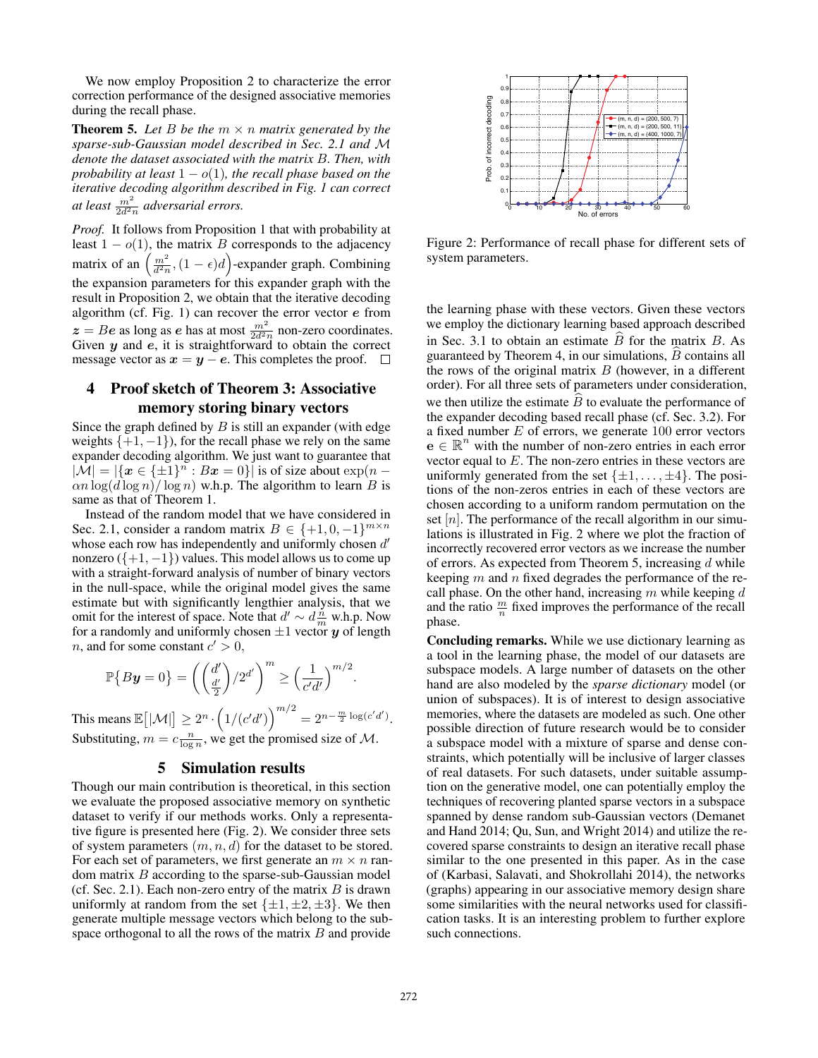We now employ Proposition 2 to characterize the error correction performance of the designed associative memories during the recall phase.

**Theorem 5.** *Let $B$ be the $m \times n$ matrix generated by the sparse-sub-Gaussian model described in Sec. 2.1 and $\mathcal{M}$ denote the dataset associated with the matrix $B$. Then, with probability at least $1 - o(1)$, the recall phase based on the iterative decoding algorithm described in Fig. 1 can correct at least $\frac{m^2}{2d^2n}$ adversarial errors.*

*Proof.* It follows from Proposition 1 that with probability at least $1 - o(1)$, the matrix $B$ corresponds to the adjacency matrix of an $\left(\frac{m^2}{d^2n}, (1-\epsilon)d\right)$-expander graph. Combining the expansion parameters for this expander graph with the result in Proposition 2, we obtain that the iterative decoding algorithm (cf. Fig. 1) can recover the error vector $\boldsymbol{e}$ from $\boldsymbol{z} = B\boldsymbol{e}$ as long as $\boldsymbol{e}$ has at most $\frac{m^2}{2d^2n}$ non-zero coordinates. Given $\boldsymbol{y}$ and $\boldsymbol{e}$, it is straightforward to obtain the correct message vector as $\boldsymbol{x} = \boldsymbol{y} - \boldsymbol{e}$. This completes the proof. □

## 4 Proof sketch of Theorem 3: Associative memory storing binary vectors

Since the graph defined by $B$ is still an expander (with edge weights $\{+1, -1\}$), for the recall phase we rely on the same expander decoding algorithm. We just want to guarantee that $|\mathcal{M}| = |\{\boldsymbol{x} \in \{\pm 1\}^n : B\boldsymbol{x} = 0\}|$ is of size about $\exp(n - \alpha n \log(d \log n)/\log n)$ w.h.p. The algorithm to learn $B$ is same as that of Theorem 1.

Instead of the random model that we have considered in Sec. 2.1, consider a random matrix $B \in \{+1, 0, -1\}^{m \times n}$ whose each row has independently and uniformly chosen $d'$ nonzero ($\{+1, -1\}$) values. This model allows us to come up with a straight-forward analysis of number of binary vectors in the null-space, while the original model gives the same estimate but with significantly lengthier analysis, that we omit for the interest of space. Note that $d' \sim d\frac{n}{m}$ w.h.p. Now for a randomly and uniformly chosen $\pm 1$ vector $\boldsymbol{y}$ of length $n$, and for some constant $c' > 0$,

$$\mathbb{P}\big\{B\boldsymbol{y} = 0\big\} = \left(\binom{d'}{\frac{d'}{2}}/2^{d'}\right)^m \geq \left(\frac{1}{c'd'}\right)^{m/2}.$$

This means $\mathbb{E}\big[|\mathcal{M}|\big] \geq 2^n \cdot \left(1/(c'd')\right)^{m/2} = 2^{n - \frac{m}{2}\log(c'd')}$. Substituting, $m = c\frac{n}{\log n}$, we get the promised size of $\mathcal{M}$.

## 5 Simulation results

Though our main contribution is theoretical, in this section we evaluate the proposed associative memory on synthetic dataset to verify if our methods works. Only a representative figure is presented here (Fig. 2). We consider three sets of system parameters $(m, n, d)$ for the dataset to be stored. For each set of parameters, we first generate an $m \times n$ random matrix $B$ according to the sparse-sub-Gaussian model (cf. Sec. 2.1). Each non-zero entry of the matrix $B$ is drawn uniformly at random from the set $\{\pm 1, \pm 2, \pm 3\}$. We then generate multiple message vectors which belong to the subspace orthogonal to all the rows of the matrix $B$ and provide the learning phase with these vectors. Given these vectors we employ the dictionary learning based approach described in Sec. 3.1 to obtain an estimate $\widehat{B}$ for the matrix $B$. As guaranteed by Theorem 4, in our simulations, $\widehat{B}$ contains all the rows of the original matrix $B$ (however, in a different order). For all three sets of parameters under consideration, we then utilize the estimate $\widehat{B}$ to evaluate the performance of the expander decoding based recall phase (cf. Sec. 3.2). For a fixed number $E$ of errors, we generate 100 error vectors $\mathbf{e} \in \mathbb{R}^n$ with the number of non-zero entries in each error vector equal to $E$. The non-zero entries in these vectors are uniformly generated from the set $\{\pm 1, \dots, \pm 4\}$. The positions of the non-zeros entries in each of these vectors are chosen according to a uniform random permutation on the set $[n]$. The performance of the recall algorithm in our simulations is illustrated in Fig. 2 where we plot the fraction of incorrectly recovered error vectors as we increase the number of errors. As expected from Theorem 5, increasing $d$ while keeping $m$ and $n$ fixed degrades the performance of the recall phase. On the other hand, increasing $m$ while keeping $d$ and the ratio $\frac{m}{n}$ fixed improves the performance of the recall phase.

Figure 2: Performance of recall phase for different sets of system parameters.

**Concluding remarks.** While we use dictionary learning as a tool in the learning phase, the model of our datasets are subspace models. A large number of datasets on the other hand are also modeled by the *sparse dictionary* model (or union of subspaces). It is of interest to design associative memories, where the datasets are modeled as such. One other possible direction of future research would be to consider a subspace model with a mixture of sparse and dense constraints, which potentially will be inclusive of larger classes of real datasets. For such datasets, under suitable assumption on the generative model, one can potentially employ the techniques of recovering planted sparse vectors in a subspace spanned by dense random sub-Gaussian vectors (Demanet and Hand 2014; Qu, Sun, and Wright 2014) and utilize the recovered sparse constraints to design an iterative recall phase similar to the one presented in this paper. As in the case of (Karbasi, Salavati, and Shokrollahi 2014), the networks (graphs) appearing in our associative memory design share some similarities with the neural networks used for classification tasks. It is an interesting problem to further explore such connections.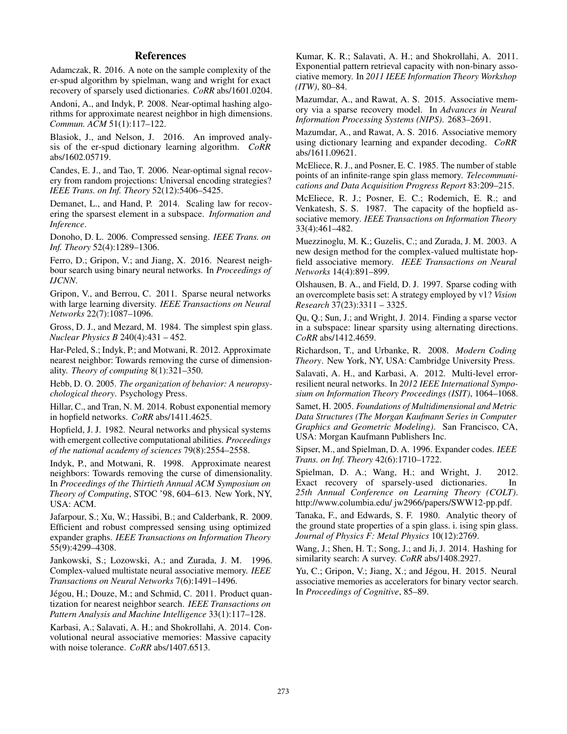## References

Adamczak, R. 2016. A note on the sample complexity of the er-spud algorithm by spielman, wang and wright for exact recovery of sparsely used dictionaries. *CoRR* abs/1601.0204.

Andoni, A., and Indyk, P. 2008. Near-optimal hashing algorithms for approximate nearest neighbor in high dimensions. *Commun. ACM* 51(1):117–122.

Blasiok, J., and Nelson, J. 2016. An improved analysis of the er-spud dictionary learning algorithm. *CoRR* abs/1602.05719.

Candes, E. J., and Tao, T. 2006. Near-optimal signal recovery from random projections: Universal encoding strategies? *IEEE Trans. on Inf. Theory* 52(12):5406–5425.

Demanet, L., and Hand, P. 2014. Scaling law for recovering the sparsest element in a subspace. *Information and Inference*.

Donoho, D. L. 2006. Compressed sensing. *IEEE Trans. on Inf. Theory* 52(4):1289–1306.

Ferro, D.; Gripon, V.; and Jiang, X. 2016. Nearest neighbour search using binary neural networks. In *Proceedings of IJCNN*.

Gripon, V., and Berrou, C. 2011. Sparse neural networks with large learning diversity. *IEEE Transactions on Neural Networks* 22(7):1087–1096.

Gross, D. J., and Mezard, M. 1984. The simplest spin glass. *Nuclear Physics B* 240(4):431 – 452.

Har-Peled, S.; Indyk, P.; and Motwani, R. 2012. Approximate nearest neighbor: Towards removing the curse of dimensionality. *Theory of computing* 8(1):321–350.

Hebb, D. O. 2005. *The organization of behavior: A neuropsychological theory*. Psychology Press.

Hillar, C., and Tran, N. M. 2014. Robust exponential memory in hopfield networks. *CoRR* abs/1411.4625.

Hopfield, J. J. 1982. Neural networks and physical systems with emergent collective computational abilities. *Proceedings of the national academy of sciences* 79(8):2554–2558.

Indyk, P., and Motwani, R. 1998. Approximate nearest neighbors: Towards removing the curse of dimensionality. In *Proceedings of the Thirtieth Annual ACM Symposium on Theory of Computing*, STOC '98, 604–613. New York, NY, USA: ACM.

Jafarpour, S.; Xu, W.; Hassibi, B.; and Calderbank, R. 2009. Efficient and robust compressed sensing using optimized expander graphs. *IEEE Transactions on Information Theory* 55(9):4299–4308.

Jankowski, S.; Lozowski, A.; and Zurada, J. M. 1996. Complex-valued multistate neural associative memory. *IEEE Transactions on Neural Networks* 7(6):1491–1496.

Jégou, H.; Douze, M.; and Schmid, C. 2011. Product quantization for nearest neighbor search. *IEEE Transactions on Pattern Analysis and Machine Intelligence* 33(1):117–128.

Karbasi, A.; Salavati, A. H.; and Shokrollahi, A. 2014. Convolutional neural associative memories: Massive capacity with noise tolerance. *CoRR* abs/1407.6513.

Kumar, K. R.; Salavati, A. H.; and Shokrollahi, A. 2011. Exponential pattern retrieval capacity with non-binary associative memory. In *2011 IEEE Information Theory Workshop (ITW)*, 80–84.

Mazumdar, A., and Rawat, A. S. 2015. Associative memory via a sparse recovery model. In *Advances in Neural Information Processing Systems (NIPS)*. 2683–2691.

Mazumdar, A., and Rawat, A. S. 2016. Associative memory using dictionary learning and expander decoding. *CoRR* abs/1611.09621.

McEliece, R. J., and Posner, E. C. 1985. The number of stable points of an infinite-range spin glass memory. *Telecommunications and Data Acquisition Progress Report* 83:209–215.

McEliece, R. J.; Posner, E. C.; Rodemich, E. R.; and Venkatesh, S. S. 1987. The capacity of the hopfield associative memory. *IEEE Transactions on Information Theory* 33(4):461–482.

Muezzinoglu, M. K.; Guzelis, C.; and Zurada, J. M. 2003. A new design method for the complex-valued multistate hopfield associative memory. *IEEE Transactions on Neural Networks* 14(4):891–899.

Olshausen, B. A., and Field, D. J. 1997. Sparse coding with an overcomplete basis set: A strategy employed by v1? *Vision Research* 37(23):3311 – 3325.

Qu, Q.; Sun, J.; and Wright, J. 2014. Finding a sparse vector in a subspace: linear sparsity using alternating directions. *CoRR* abs/1412.4659.

Richardson, T., and Urbanke, R. 2008. *Modern Coding Theory*. New York, NY, USA: Cambridge University Press.

Salavati, A. H., and Karbasi, A. 2012. Multi-level error-resilient neural networks. In *2012 IEEE International Symposium on Information Theory Proceedings (ISIT)*, 1064–1068.

Samet, H. 2005. *Foundations of Multidimensional and Metric Data Structures (The Morgan Kaufmann Series in Computer Graphics and Geometric Modeling)*. San Francisco, CA, USA: Morgan Kaufmann Publishers Inc.

Sipser, M., and Spielman, D. A. 1996. Expander codes. *IEEE Trans. on Inf. Theory* 42(6):1710–1722.

Spielman, D. A.; Wang, H.; and Wright, J. 2012. Exact recovery of sparsely-used dictionaries. In *25th Annual Conference on Learning Theory (COLT)*. http://www.columbia.edu/ jw2966/papers/SWW12-pp.pdf.

Tanaka, F., and Edwards, S. F. 1980. Analytic theory of the ground state properties of a spin glass. i. ising spin glass. *Journal of Physics F: Metal Physics* 10(12):2769.

Wang, J.; Shen, H. T.; Song, J.; and Ji, J. 2014. Hashing for similarity search: A survey. *CoRR* abs/1408.2927.

Yu, C.; Gripon, V.; Jiang, X.; and Jégou, H. 2015. Neural associative memories as accelerators for binary vector search. In *Proceedings of Cognitive*, 85–89.